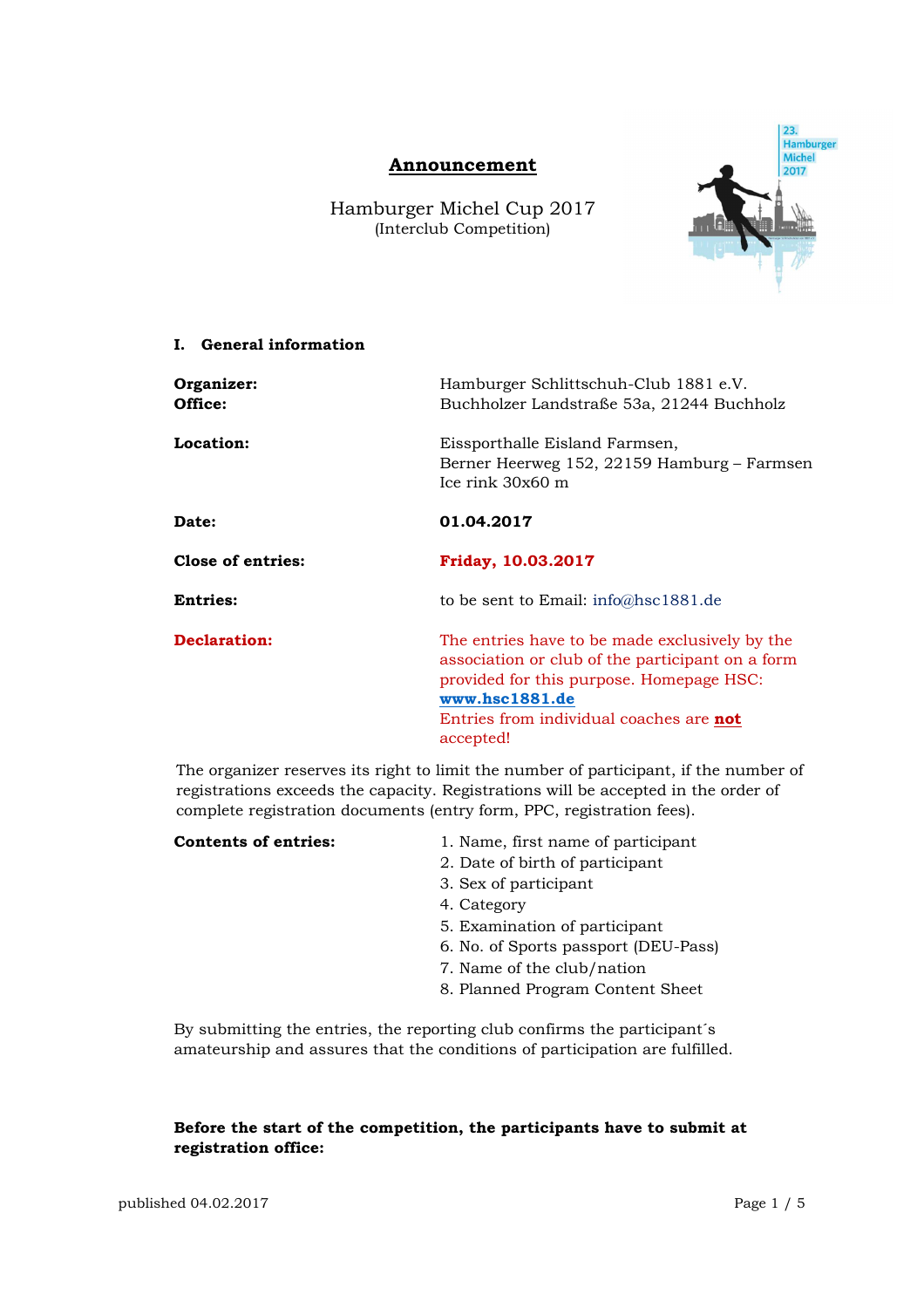# Announcement

Hamburger Michel Cup 2017
(Interclub Competition)

## I. General information

**Organizer:** Hamburger Schlittschuh-Club 1881 e.V.
**Office:** Buchholzer Landstraße 53a, 21244 Buchholz

**Location:** Eissporthalle Eisland Farmsen,
Berner Heerweg 152, 22159 Hamburg – Farmsen
Ice rink 30x60 m

**Date:** **01.04.2017**

**Close of entries:** **Friday, 10.03.2017**

**Entries:** to be sent to Email: info@hsc1881.de

**Declaration:** The entries have to be made exclusively by the association or club of the participant on a form provided for this purpose. Homepage HSC: **www.hsc1881.de**
Entries from individual coaches are **not** accepted!

The organizer reserves its right to limit the number of participant, if the number of registrations exceeds the capacity. Registrations will be accepted in the order of complete registration documents (entry form, PPC, registration fees).

**Contents of entries:**

1. Name, first name of participant
2. Date of birth of participant
3. Sex of participant
4. Category
5. Examination of participant
6. No. of Sports passport (DEU-Pass)
7. Name of the club/nation
8. Planned Program Content Sheet

By submitting the entries, the reporting club confirms the participant´s amateurship and assures that the conditions of participation are fulfilled.

**Before the start of the competition, the participants have to submit at registration office:**

published 04.02.2017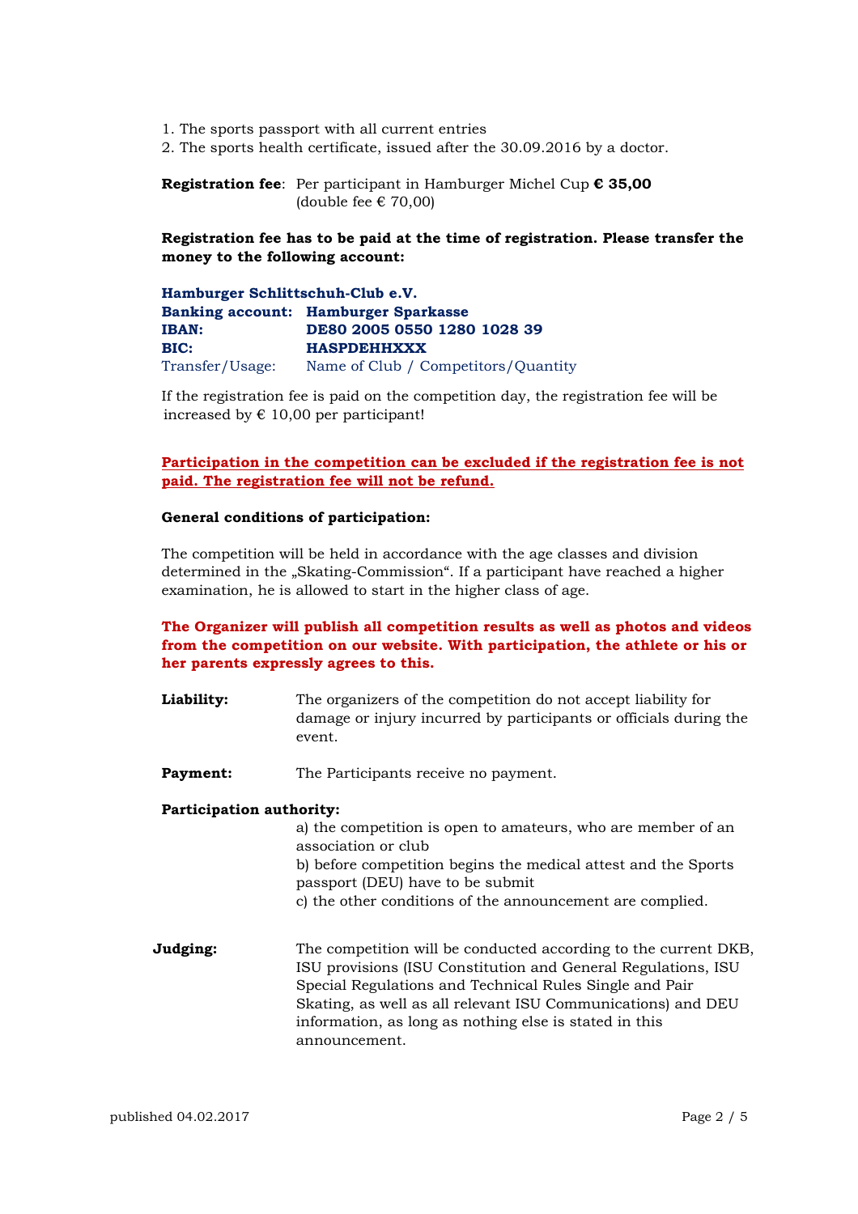1. The sports passport with all current entries
2. The sports health certificate, issued after the 30.09.2016 by a doctor.

**Registration fee**: Per participant in Hamburger Michel Cup **€ 35,00** (double fee € 70,00)

**Registration fee has to be paid at the time of registration. Please transfer the money to the following account:**

**Hamburger Schlittschuh-Club e.V.**
**Banking account: Hamburger Sparkasse**
**IBAN: DE80 2005 0550 1280 1028 39**
**BIC: HASPDEHHXXX**
Transfer/Usage: Name of Club / Competitors/Quantity

If the registration fee is paid on the competition day, the registration fee will be increased by € 10,00 per participant!

**Participation in the competition can be excluded if the registration fee is not paid. The registration fee will not be refund.**

**General conditions of participation:**

The competition will be held in accordance with the age classes and division determined in the „Skating-Commission". If a participant have reached a higher examination, he is allowed to start in the higher class of age.

**The Organizer will publish all competition results as well as photos and videos from the competition on our website. With participation, the athlete or his or her parents expressly agrees to this.**

**Liability:** The organizers of the competition do not accept liability for damage or injury incurred by participants or officials during the event.

**Payment:** The Participants receive no payment.

**Participation authority:**

a) the competition is open to amateurs, who are member of an association or club
b) before competition begins the medical attest and the Sports passport (DEU) have to be submit
c) the other conditions of the announcement are complied.

**Judging:** The competition will be conducted according to the current DKB, ISU provisions (ISU Constitution and General Regulations, ISU Special Regulations and Technical Rules Single and Pair Skating, as well as all relevant ISU Communications) and DEU information, as long as nothing else is stated in this announcement.

published 04.02.2017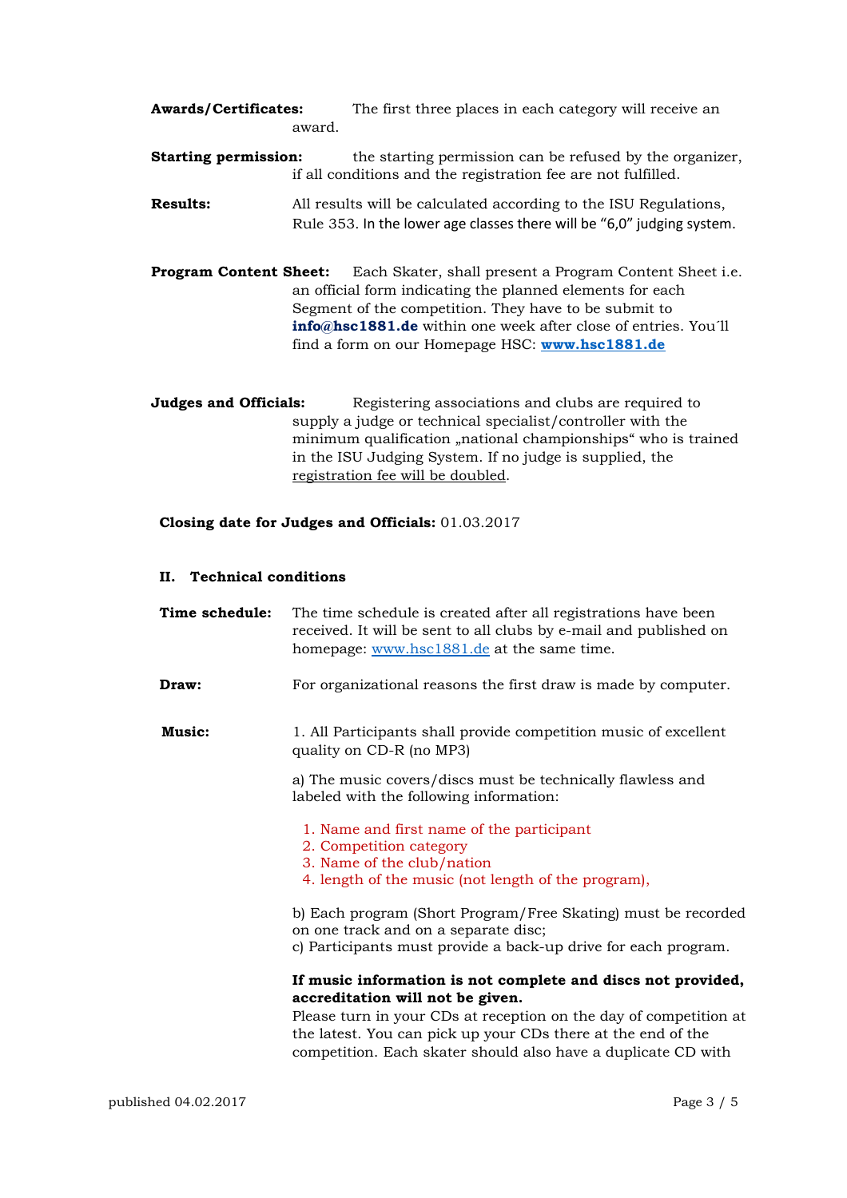**Awards/Certificates:** The first three places in each category will receive an award.

**Starting permission:** the starting permission can be refused by the organizer, if all conditions and the registration fee are not fulfilled.

**Results:** All results will be calculated according to the ISU Regulations, Rule 353. In the lower age classes there will be "6,0" judging system.

**Program Content Sheet:** Each Skater, shall present a Program Content Sheet i.e. an official form indicating the planned elements for each Segment of the competition. They have to be submit to **info@hsc1881.de** within one week after close of entries. You´ll find a form on our Homepage HSC: **www.hsc1881.de**

**Judges and Officials:** Registering associations and clubs are required to supply a judge or technical specialist/controller with the minimum qualification „national championships" who is trained in the ISU Judging System. If no judge is supplied, the registration fee will be doubled.

**Closing date for Judges and Officials:** 01.03.2017

## II. Technical conditions

**Time schedule:** The time schedule is created after all registrations have been received. It will be sent to all clubs by e-mail and published on homepage: www.hsc1881.de at the same time.

**Draw:** For organizational reasons the first draw is made by computer.

**Music:** 1. All Participants shall provide competition music of excellent quality on CD-R (no MP3)

a) The music covers/discs must be technically flawless and labeled with the following information:

1. Name and first name of the participant
2. Competition category
3. Name of the club/nation
4. length of the music (not length of the program),

b) Each program (Short Program/Free Skating) must be recorded on one track and on a separate disc;
c) Participants must provide a back-up drive for each program.

**If music information is not complete and discs not provided, accreditation will not be given.**
Please turn in your CDs at reception on the day of competition at the latest. You can pick up your CDs there at the end of the competition. Each skater should also have a duplicate CD with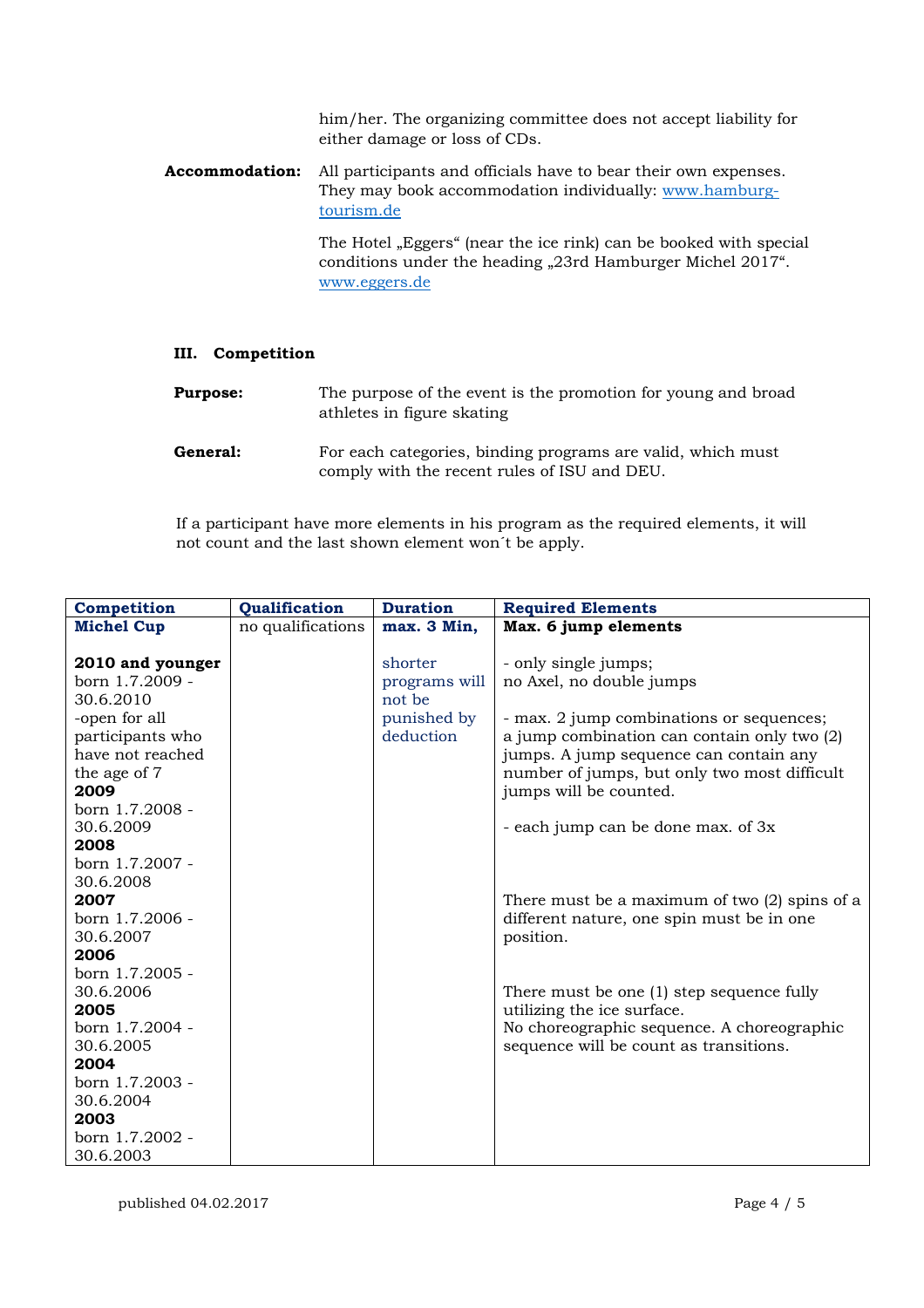him/her. The organizing committee does not accept liability for either damage or loss of CDs.

**Accommodation:** All participants and officials have to bear their own expenses. They may book accommodation individually: [www.hamburg-tourism.de](www.hamburg-tourism.de)

The Hotel „Eggers“ (near the ice rink) can be booked with special conditions under the heading „23rd Hamburger Michel 2017“. [www.eggers.de](www.eggers.de)

## III. Competition

**Purpose:** The purpose of the event is the promotion for young and broad athletes in figure skating

**General:** For each categories, binding programs are valid, which must comply with the recent rules of ISU and DEU.

If a participant have more elements in his program as the required elements, it will not count and the last shown element won´t be apply.

| Competition | Qualification | Duration | Required Elements |
|---|---|---|---|
| **Michel Cup**<br><br>**2010 and younger**<br>born 1.7.2009 - 30.6.2010<br>-open for all participants who have not reached the age of 7<br>**2009**<br>born 1.7.2008 - 30.6.2009<br>**2008**<br>born 1.7.2007 - 30.6.2008<br>**2007**<br>born 1.7.2006 - 30.6.2007<br>**2006**<br>born 1.7.2005 - 30.6.2006<br>**2005**<br>born 1.7.2004 - 30.6.2005<br>**2004**<br>born 1.7.2003 - 30.6.2004<br>**2003**<br>born 1.7.2002 - 30.6.2003 | no qualifications | **max. 3 Min,**<br><br>shorter programs will not be punished by deduction | **Max. 6 jump elements**<br><br>- only single jumps;<br>no Axel, no double jumps<br><br>- max. 2 jump combinations or sequences;<br>a jump combination can contain only two (2) jumps. A jump sequence can contain any number of jumps, but only two most difficult jumps will be counted.<br><br>- each jump can be done max. of 3x<br><br>There must be a maximum of two (2) spins of a different nature, one spin must be in one position.<br><br>There must be one (1) step sequence fully utilizing the ice surface.<br>No choreographic sequence. A choreographic sequence will be count as transitions. |

published 04.02.2017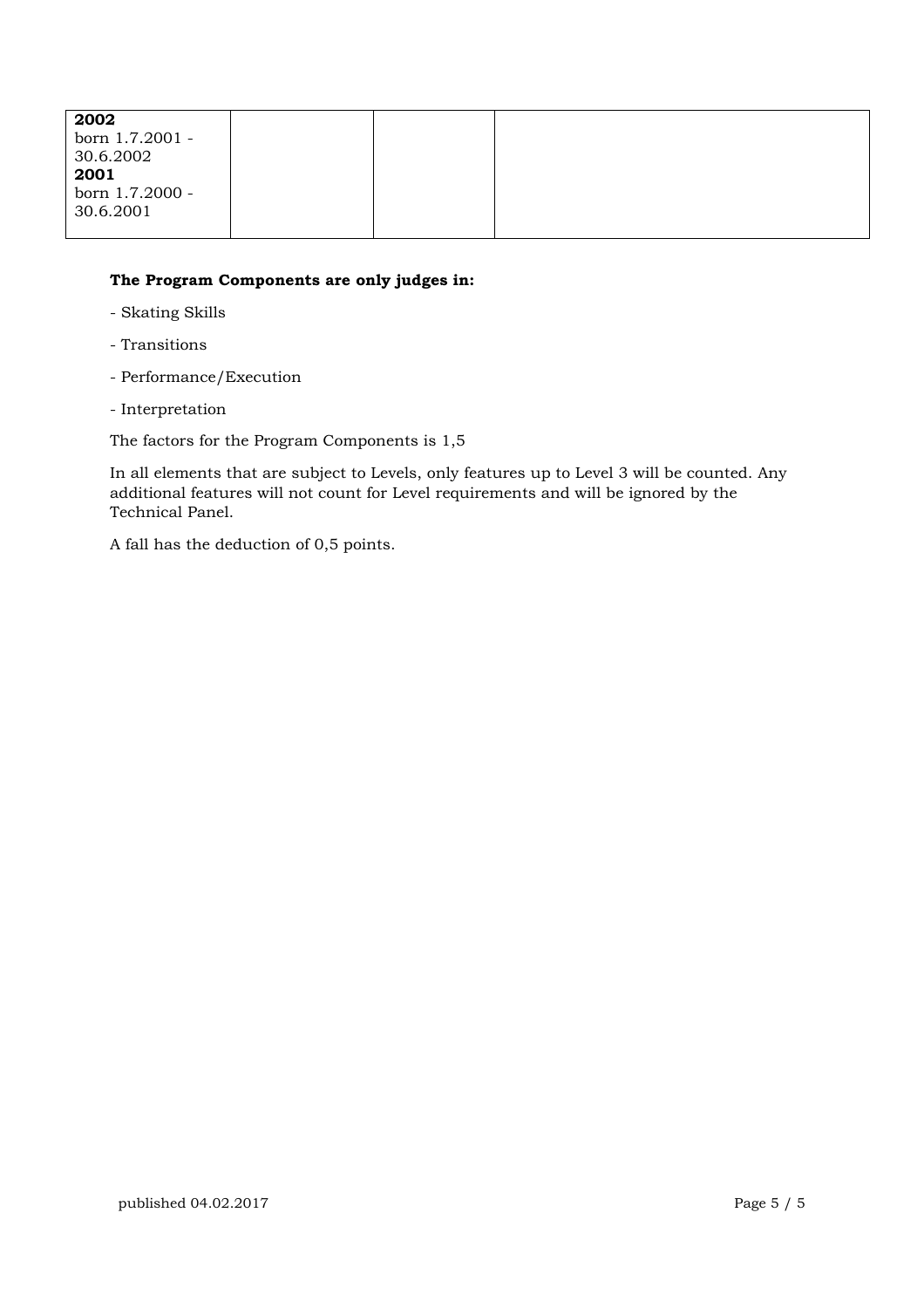| | | | |
|---|---|---|---|
| **2002**<br>born 1.7.2001 - 30.6.2002<br>**2001**<br>born 1.7.2000 - 30.6.2001 | | | |

**The Program Components are only judges in:**

- Skating Skills

- Transitions

- Performance/Execution

- Interpretation

The factors for the Program Components is 1,5

In all elements that are subject to Levels, only features up to Level 3 will be counted. Any additional features will not count for Level requirements and will be ignored by the Technical Panel.

A fall has the deduction of 0,5 points.

published 04.02.2017